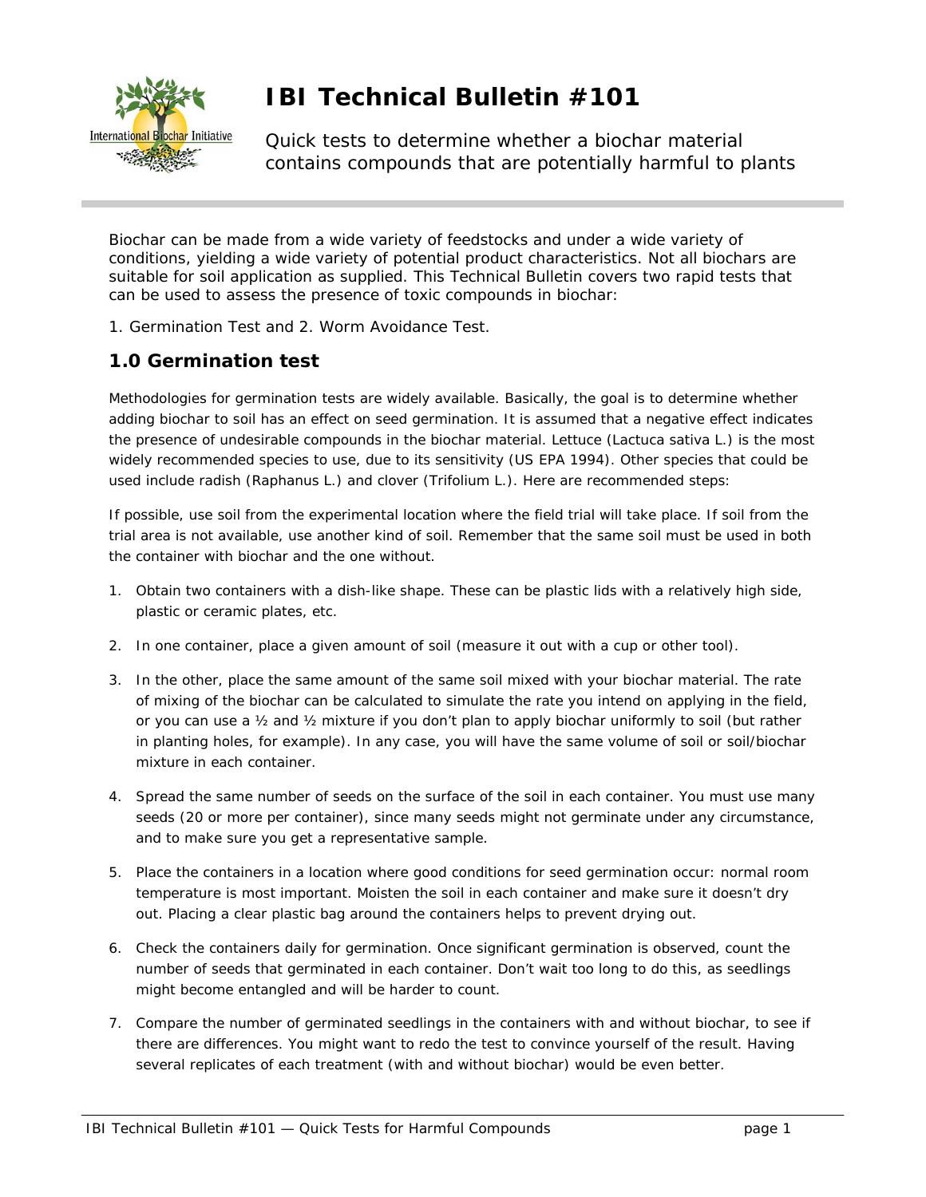# IBI Technical Bulletin #101

Quick tests to determine whether a biochar material contains compounds that are potentially harmful to plants

Biochar can be made from a wide variety of feedstocks and under a wide variety of conditions, yielding a wide variety of potential product characteristics. Not all biochars are suitable for soil application as supplied. This Technical Bulletin covers two rapid tests that can be used to assess the presence of toxic compounds in biochar:

1. Germination Test and 2. Worm Avoidance Test.

## 1.0 Germination test

Methodologies for germination tests are widely available. Basically, the goal is to determine whether adding biochar to soil has an effect on seed germination. It is assumed that a negative effect indicates the presence of undesirable compounds in the biochar material. Lettuce (Lactuca sativa L.) is the most widely recommended species to use, due to its sensitivity (US EPA 1994). Other species that could be used include radish (Raphanus L.) and clover (Trifolium L.). Here are recommended steps:

If possible, use soil from the experimental location where the field trial will take place. If soil from the trial area is not available, use another kind of soil. Remember that the same soil must be used in both the container with biochar and the one without.

1. Obtain two containers with a dish-like shape. These can be plastic lids with a relatively high side, plastic or ceramic plates, etc.
2. In one container, place a given amount of soil (measure it out with a cup or other tool).
3. In the other, place the same amount of the same soil mixed with your biochar material. The rate of mixing of the biochar can be calculated to simulate the rate you intend on applying in the field, or you can use a ½ and ½ mixture if you don't plan to apply biochar uniformly to soil (but rather in planting holes, for example). In any case, you will have the same volume of soil or soil/biochar mixture in each container.
4. Spread the same number of seeds on the surface of the soil in each container. You must use many seeds (20 or more per container), since many seeds might not germinate under any circumstance, and to make sure you get a representative sample.
5. Place the containers in a location where good conditions for seed germination occur: normal room temperature is most important. Moisten the soil in each container and make sure it doesn't dry out. Placing a clear plastic bag around the containers helps to prevent drying out.
6. Check the containers daily for germination. Once significant germination is observed, count the number of seeds that germinated in each container. Don't wait too long to do this, as seedlings might become entangled and will be harder to count.
7. Compare the number of germinated seedlings in the containers with and without biochar, to see if there are differences. You might want to redo the test to convince yourself of the result. Having several replicates of each treatment (with and without biochar) would be even better.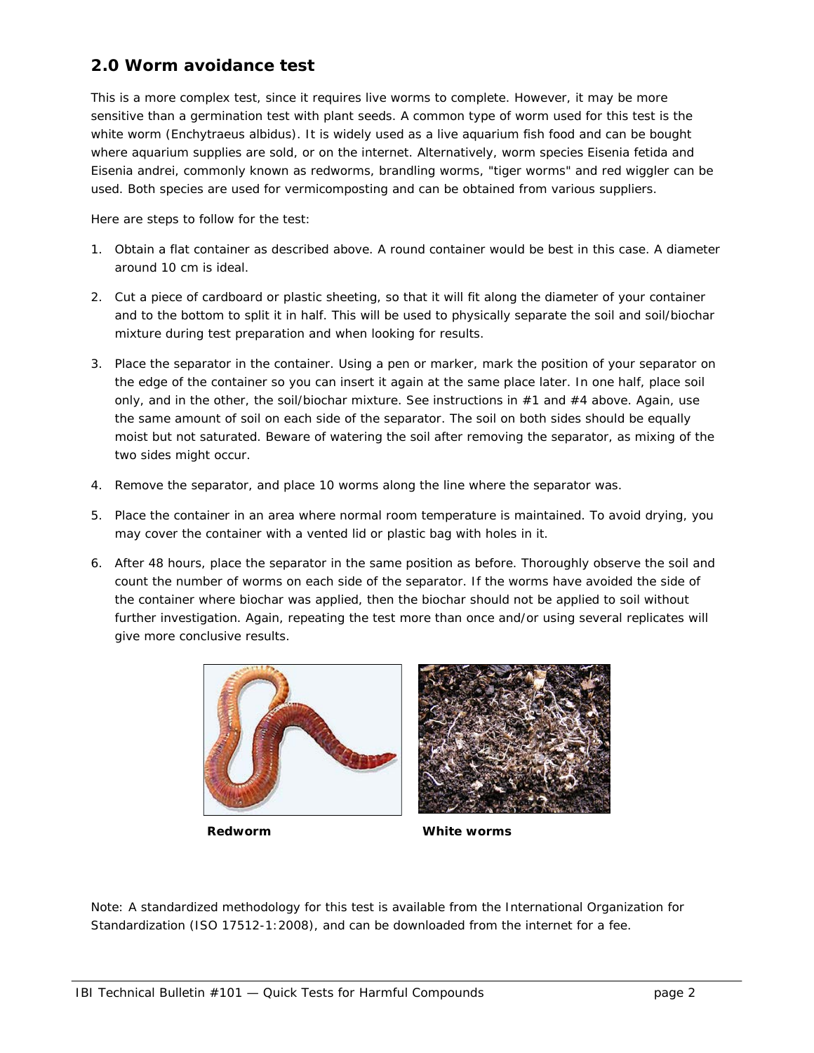## 2.0 Worm avoidance test

This is a more complex test, since it requires live worms to complete. However, it may be more sensitive than a germination test with plant seeds. A common type of worm used for this test is the white worm (Enchytraeus albidus). It is widely used as a live aquarium fish food and can be bought where aquarium supplies are sold, or on the internet. Alternatively, worm species Eisenia fetida and Eisenia andrei, commonly known as redworms, brandling worms, "tiger worms" and red wiggler can be used. Both species are used for vermicomposting and can be obtained from various suppliers.

Here are steps to follow for the test:

1. Obtain a flat container as described above. A round container would be best in this case. A diameter around 10 cm is ideal.
2. Cut a piece of cardboard or plastic sheeting, so that it will fit along the diameter of your container and to the bottom to split it in half. This will be used to physically separate the soil and soil/biochar mixture during test preparation and when looking for results.
3. Place the separator in the container. Using a pen or marker, mark the position of your separator on the edge of the container so you can insert it again at the same place later. In one half, place soil only, and in the other, the soil/biochar mixture. See instructions in #1 and #4 above. Again, use the same amount of soil on each side of the separator. The soil on both sides should be equally moist but not saturated. Beware of watering the soil after removing the separator, as mixing of the two sides might occur.
4. Remove the separator, and place 10 worms along the line where the separator was.
5. Place the container in an area where normal room temperature is maintained. To avoid drying, you may cover the container with a vented lid or plastic bag with holes in it.
6. After 48 hours, place the separator in the same position as before. Thoroughly observe the soil and count the number of worms on each side of the separator. If the worms have avoided the side of the container where biochar was applied, then the biochar should not be applied to soil without further investigation. Again, repeating the test more than once and/or using several replicates will give more conclusive results.

**Redworm**

**White worms**

Note: A standardized methodology for this test is available from the International Organization for Standardization (ISO 17512-1:2008), and can be downloaded from the internet for a fee.